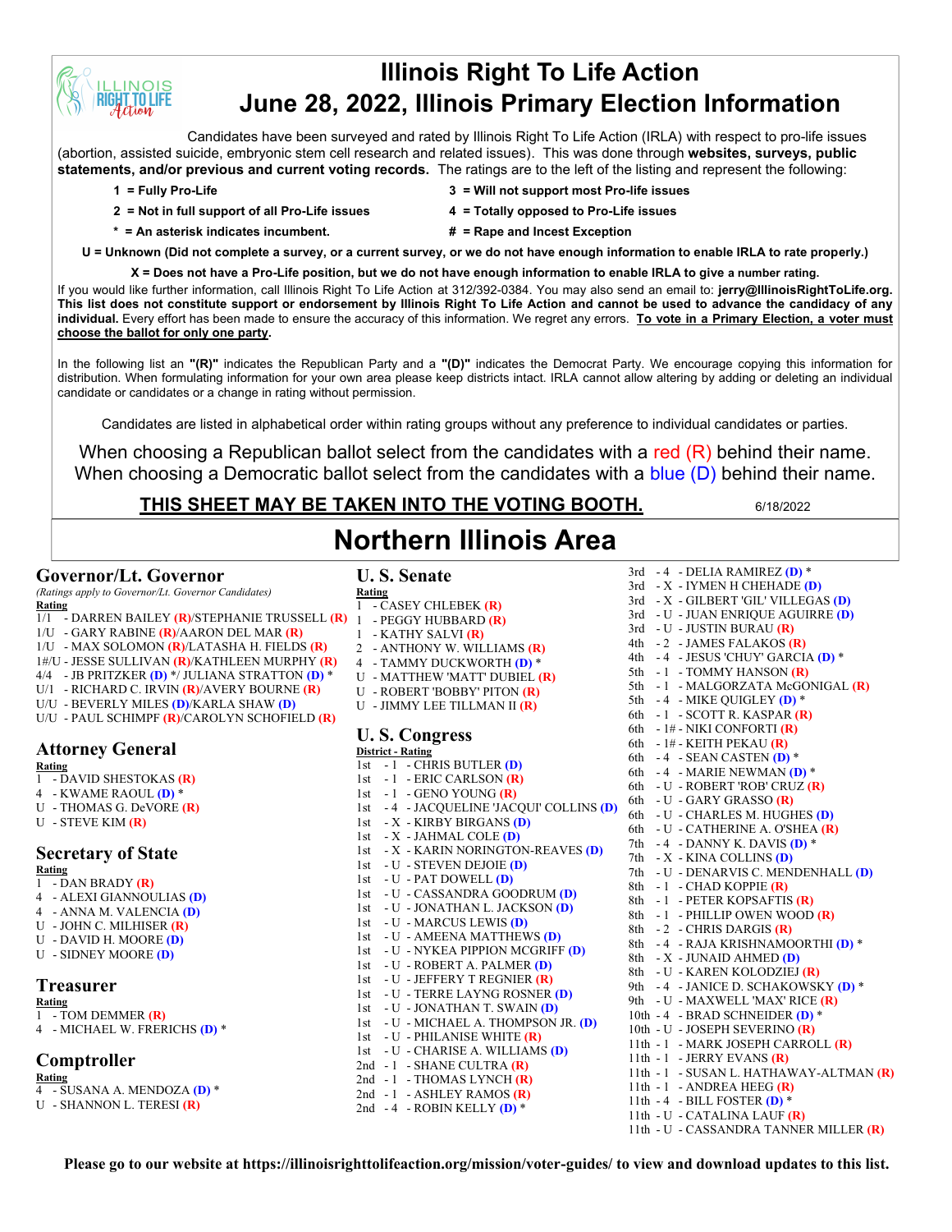# Illinois Right To Life Action
# June 28, 2022, Illinois Primary Election Information

Candidates have been surveyed and rated by Illinois Right To Life Action (IRLA) with respect to pro-life issues (abortion, assisted suicide, embryonic stem cell research and related issues). This was done through **websites, surveys, public statements, and/or previous and current voting records.** The ratings are to the left of the listing and represent the following:

- **1 = Fully Pro-Life**
- **2 = Not in full support of all Pro-Life issues**
- **\* = An asterisk indicates incumbent.**
- **3 = Will not support most Pro-life issues**
- **4 = Totally opposed to Pro-Life issues**
- **# = Rape and Incest Exception**

**U = Unknown (Did not complete a survey, or a current survey, or we do not have enough information to enable IRLA to rate properly.)**

**X = Does not have a Pro-Life position, but we do not have enough information to enable IRLA to give a number rating.**

If you would like further information, call Illinois Right To Life Action at 312/392-0384. You may also send an email to: **jerry@IllinoisRightToLife.org. This list does not constitute support or endorsement by Illinois Right To Life Action and cannot be used to advance the candidacy of any individual.** Every effort has been made to ensure the accuracy of this information. We regret any errors. **To vote in a Primary Election, a voter must choose the ballot for only one party.**

In the following list an **"(R)"** indicates the Republican Party and a **"(D)"** indicates the Democrat Party. We encourage copying this information for distribution. When formulating information for your own area please keep districts intact. IRLA cannot allow altering by adding or deleting an individual candidate or candidates or a change in rating without permission.

Candidates are listed in alphabetical order within rating groups without any preference to individual candidates or parties.

When choosing a Republican ballot select from the candidates with a red (R) behind their name.
When choosing a Democratic ballot select from the candidates with a blue (D) behind their name.

**THIS SHEET MAY BE TAKEN INTO THE VOTING BOOTH.** 6/18/2022

## Northern Illinois Area

### Governor/Lt. Governor

*(Ratings apply to Governor/Lt. Governor Candidates)*

Rating
- 1/1 - DARREN BAILEY (R)/STEPHANIE TRUSSELL (R)
- 1/U - GARY RABINE (R)/AARON DEL MAR (R)
- 1/U - MAX SOLOMON (R)/LATASHA H. FIELDS (R)
- 1#/U - JESSE SULLIVAN (R)/KATHLEEN MURPHY (R)
- 4/4 - JB PRITZKER (D) */ JULIANA STRATTON (D) *
- U/1 - RICHARD C. IRVIN (R)/AVERY BOURNE (R)
- U/U - BEVERLY MILES (D)/KARLA SHAW (D)
- U/U - PAUL SCHIMPF (R)/CAROLYN SCHOFIELD (R)

### Attorney General

Rating
- 1 - DAVID SHESTOKAS (R)
- 4 - KWAME RAOUL (D) *
- U - THOMAS G. DeVORE (R)
- U - STEVE KIM (R)

### Secretary of State

Rating
- 1 - DAN BRADY (R)
- 4 - ALEXI GIANNOULIAS (D)
- 4 - ANNA M. VALENCIA (D)
- U - JOHN C. MILHISER (R)
- U - DAVID H. MOORE (D)
- U - SIDNEY MOORE (D)

### Treasurer

Rating
- 1 - TOM DEMMER (R)
- 4 - MICHAEL W. FRERICHS (D) *

### Comptroller

Rating
- 4 - SUSANA A. MENDOZA (D) *
- U - SHANNON L. TERESI (R)

### U. S. Senate

Rating
- 1 - CASEY CHLEBEK (R)
- 1 - PEGGY HUBBARD (R)
- 1 - KATHY SALVI (R)
- 2 - ANTHONY W. WILLIAMS (R)
- 4 - TAMMY DUCKWORTH (D) *
- U - MATTHEW 'MATT' DUBIEL (R)
- U - ROBERT 'BOBBY' PITON (R)
- U - JIMMY LEE TILLMAN II (R)

### U. S. Congress

District - Rating
- 1st - 1 - CHRIS BUTLER (D)
- 1st - 1 - ERIC CARLSON (R)
- 1st - 1 - GENO YOUNG (R)
- 1st - 4 - JACQUELINE 'JACQUI' COLLINS (D)
- 1st - X - KIRBY BIRGANS (D)
- 1st - X - JAHMAL COLE (D)
- 1st - X - KARIN NORINGTON-REAVES (D)
- 1st - U - STEVEN DEJOIE (D)
- 1st - U - PAT DOWELL (D)
- 1st - U - CASSANDRA GOODRUM (D)
- 1st - U - JONATHAN L. JACKSON (D)
- 1st - U - MARCUS LEWIS (D)
- 1st - U - AMEENA MATTHEWS (D)
- 1st - U - NYKEA PIPPION MCGRIFF (D)
- 1st - U - ROBERT A. PALMER (D)
- 1st - U - JEFFERY T REGNIER (R)
- 1st - U - TERRE LAYNG ROSNER (D)
- 1st - U - JONATHAN T. SWAIN (D)
- 1st - U - MICHAEL A. THOMPSON JR. (D)
- 1st - U - PHILANISE WHITE (R)
- 1st - U - CHARISE A. WILLIAMS (D)
- 2nd - 1 - SHANE CULTRA (R)
- 2nd - 1 - THOMAS LYNCH (R)
- 2nd - 1 - ASHLEY RAMOS (R)
- 2nd - 4 - ROBIN KELLY (D) *
- 3rd - 4 - DELIA RAMIREZ (D) *
- 3rd - X - IYMEN H CHEHADE (D)
- 3rd - X - GILBERT 'GIL' VILLEGAS (D)
- 3rd - U - JUAN ENRIQUE AGUIRRE (D)
- 3rd - U - JUSTIN BURAU (R)
- 4th - 2 - JAMES FALAKOS (R)
- 4th - 4 - JESUS 'CHUY' GARCIA (D) *
- 5th - 1 - TOMMY HANSON (R)
- 5th - 1 - MALGORZATA McGONIGAL (R)
- 5th - 4 - MIKE QUIGLEY (D) *
- 6th - 1 - SCOTT R. KASPAR (R)
- 6th - 1# - NIKI CONFORTI (R)
- 6th - 1# - KEITH PEKAU (R)
- 6th - 4 - SEAN CASTEN (D) *
- 6th - 4 - MARIE NEWMAN (D) *
- 6th - U - ROBERT 'ROB' CRUZ (R)
- 6th - U - GARY GRASSO (R)
- 6th - U - CHARLES M. HUGHES (D)
- 6th - U - CATHERINE A. O'SHEA (R)
- 7th - 4 - DANNY K. DAVIS (D) *
- 7th - X - KINA COLLINS (D)
- 7th - U - DENARVIS C. MENDENHALL (D)
- 8th - 1 - CHAD KOPPIE (R)
- 8th - 1 - PETER KOPSAFTIS (R)
- 8th - 1 - PHILLIP OWEN WOOD (R)
- 8th - 2 - CHRIS DARGIS (R)
- 8th - 4 - RAJA KRISHNAMOORTHI (D) *
- 8th - X - JUNAID AHMED (D)
- 8th - U - KAREN KOLODZIEJ (R)
- 9th - 4 - JANICE D. SCHAKOWSKY (D) *
- 9th - U - MAXWELL 'MAX' RICE (R)
- 10th - 4 - BRAD SCHNEIDER (D) *
- 10th - U - JOSEPH SEVERINO (R)
- 11th - 1 - MARK JOSEPH CARROLL (R)
- 11th - 1 - JERRY EVANS (R)
- 11th - 1 - SUSAN L. HATHAWAY-ALTMAN (R)
- 11th - 1 - ANDREA HEEG (R)
- 11th - 4 - BILL FOSTER (D) *
- 11th - U - CATALINA LAUF (R)
- 11th - U - CASSANDRA TANNER MILLER (R)

**Please go to our website at https://illinoisrighttolifeaction.org/mission/voter-guides/ to view and download updates to this list.**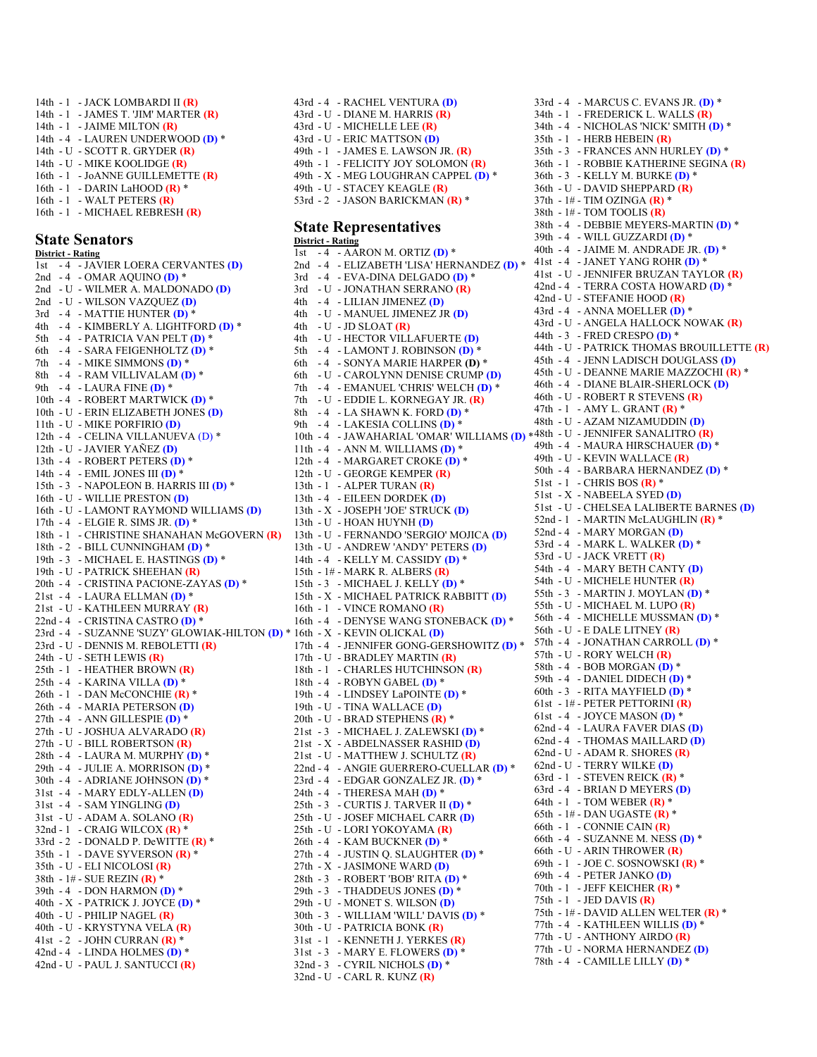14th - 1 - JACK LOMBARDI II (R)
14th - 1 - JAMES T. 'JIM' MARTER (R)
14th - 1 - JAIME MILTON (R)
14th - 4 - LAUREN UNDERWOOD (D) *
14th - U - SCOTT R. GRYDER (R)
14th - U - MIKE KOOLIDGE (R)
16th - 1 - JoANNE GUILLEMETTE (R)
16th - 1 - DARIN LaHOOD (R) *
16th - 1 - WALT PETERS (R)
16th - 1 - MICHAEL REBRESH (R)

## State Senators

**District - Rating**

1st - 4 - JAVIER LOERA CERVANTES (D)
2nd - 4 - OMAR AQUINO (D) *
2nd - U - WILMER A. MALDONADO (D)
2nd - U - WILSON VAZQUEZ (D)
3rd - 4 - MATTIE HUNTER (D) *
4th - 4 - KIMBERLY A. LIGHTFORD (D) *
5th - 4 - PATRICIA VAN PELT (D) *
6th - 4 - SARA FEIGENHOLTZ (D) *
7th - 4 - MIKE SIMMONS (D) *
8th - 4 - RAM VILLIVALAM (D) *
9th - 4 - LAURA FINE (D) *
10th - 4 - ROBERT MARTWICK (D) *
10th - U - ERIN ELIZABETH JONES (D)
11th - U - MIKE PORFIRIO (D)
12th - 4 - CELINA VILLANUEVA (D) *
12th - U - JAVIER YAÑEZ (D)
13th - 4 - ROBERT PETERS (D) *
14th - 4 - EMIL JONES III (D) *
15th - 3 - NAPOLEON B. HARRIS III (D) *
16th - U - WILLIE PRESTON (D)
16th - U - LAMONT RAYMOND WILLIAMS (D)
17th - 4 - ELGIE R. SIMS JR. (D) *
18th - 1 - CHRISTINE SHANAHAN McGOVERN (R)
18th - 2 - BILL CUNNINGHAM (D) *
19th - 3 - MICHAEL E. HASTINGS (D) *
19th - U - PATRICK SHEEHAN (R)
20th - 4 - CRISTINA PACIONE-ZAYAS (D) *
21st - 4 - LAURA ELLMAN (D) *
21st - U - KATHLEEN MURRAY (R)
22nd - 4 - CRISTINA CASTRO (D) *
23rd - 4 - SUZANNE 'SUZY' GLOWIAK-HILTON (D) *
23rd - U - DENNIS M. REBOLETTI (R)
24th - U - SETH LEWIS (R)
25th - 1 - HEATHER BROWN (R)
25th - 4 - KARINA VILLA (D) *
26th - 1 - DAN McCONCHIE (R) *
26th - 4 - MARIA PETERSON (D)
27th - 4 - ANN GILLESPIE (D) *
27th - U - JOSHUA ALVARADO (R)
27th - U - BILL ROBERTSON (R)
28th - 4 - LAURA M. MURPHY (D) *
29th - 4 - JULIE A. MORRISON (D) *
30th - 4 - ADRIANE JOHNSON (D) *
31st - 4 - MARY EDLY-ALLEN (D)
31st - 4 - SAM YINGLING (D)
31st - U - ADAM A. SOLANO (R)
32nd - 1 - CRAIG WILCOX (R) *
33rd - 2 - DONALD P. DeWITTE (R) *
35th - 1 - DAVE SYVERSON (R) *
35th - U - ELI NICOLOSI (R)
38th - 1# - SUE REZIN (R) *
39th - 4 - DON HARMON (D) *
40th - X - PATRICK J. JOYCE (D) *
40th - U - PHILIP NAGEL (R)
40th - U - KRYSTYNA VELA (R)
41st - 2 - JOHN CURRAN (R) *
42nd - 4 - LINDA HOLMES (D) *
42nd - U - PAUL J. SANTUCCI (R)
43rd - 4 - RACHEL VENTURA (D)
43rd - U - DIANE M. HARRIS (R)
43rd - U - MICHELLE LEE (R)
43rd - U - ERIC MATTSON (D)
49th - 1 - JAMES E. LAWSON JR. (R)
49th - 1 - FELICITY JOY SOLOMON (R)
49th - X - MEG LOUGHRAN CAPPEL (D) *
49th - U - STACEY KEAGLE (R)
53rd - 2 - JASON BARICKMAN (R) *

## State Representatives

**District - Rating**

1st - 4 - AARON M. ORTIZ (D) *
2nd - 4 - ELIZABETH 'LISA' HERNANDEZ (D) *
3rd - 4 - EVA-DINA DELGADO (D) *
3rd - U - JONATHAN SERRANO (R)
4th - 4 - LILIAN JIMENEZ (D)
4th - U - MANUEL JIMENEZ JR (D)
4th - U - JD SLOAT (R)
4th - U - HECTOR VILLAFUERTE (D)
5th - 4 - LAMONT J. ROBINSON (D) *
6th - 4 - SONYA MARIE HARPER (D) *
6th - U - CAROLYNN DENISE CRUMP (D)
7th - 4 - EMANUEL 'CHRIS' WELCH (D) *
7th - U - EDDIE L. KORNEGAY JR. (R)
8th - 4 - LA SHAWN K. FORD (D) *
9th - 4 - LAKESIA COLLINS (D) *
10th - 4 - JAWAHARIAL 'OMAR' WILLIAMS (D) *
11th - 4 - ANN M. WILLIAMS (D) *
12th - 4 - MARGARET CROKE (D) *
12th - U - GEORGE KEMPER (R)
13th - 1 - ALPER TURAN (R)
13th - 4 - EILEEN DORDEK (D)
13th - X - JOSEPH 'JOE' STRUCK (D)
13th - U - HOAN HUYNH (D)
13th - U - FERNANDO 'SERGIO' MOJICA (D)
13th - U - ANDREW 'ANDY' PETERS (D)
14th - 4 - KELLY M. CASSIDY (D) *
15th - 1# - MARK R. ALBERS (R)
15th - 3 - MICHAEL J. KELLY (D) *
15th - X - MICHAEL PATRICK RABBITT (D)
16th - 1 - VINCE ROMANO (R)
16th - 4 - DENYSE WANG STONEBACK (D) *
16th - X - KEVIN OLICKAL (D)
17th - 4 - JENNIFER GONG-GERSHOWITZ (D) *
17th - U - BRADLEY MARTIN (R)
18th - 1 - CHARLES HUTCHINSON (R)
18th - 4 - ROBYN GABEL (D) *
19th - 4 - LINDSEY LaPOINTE (D) *
19th - U - TINA WALLACE (D)
20th - U - BRAD STEPHENS (R) *
21st - 3 - MICHAEL J. ZALEWSKI (D) *
21st - X - ABDELNASSER RASHID (D)
21st - U - MATTHEW J. SCHULTZ (R)
22nd - 4 - ANGIE GUERRERO-CUELLAR (D) *
23rd - 4 - EDGAR GONZALEZ JR. (D) *
24th - 4 - THERESA MAH (D) *
25th - 3 - CURTIS J. TARVER II (D) *
25th - U - JOSEF MICHAEL CARR (D)
25th - U - LORI YOKOYAMA (R)
26th - 4 - KAM BUCKNER (D) *
27th - 4 - JUSTIN Q. SLAUGHTER (D) *
27th - X - JASIMONE WARD (D)
28th - 3 - ROBERT 'BOB' RITA (D) *
29th - 3 - THADDEUS JONES (D) *
29th - U - MONET S. WILSON (D)
30th - 3 - WILLIAM 'WILL' DAVIS (D) *
30th - U - PATRICIA BONK (R)
31st - 1 - KENNETH J. YERKES (R)
31st - 3 - MARY E. FLOWERS (D) *
32nd - 3 - CYRIL NICHOLS (D) *
32nd - U - CARL R. KUNZ (R)
33rd - 4 - MARCUS C. EVANS JR. (D) *
34th - 1 - FREDERICK L. WALLS (R)
34th - 4 - NICHOLAS 'NICK' SMITH (D) *
35th - 1 - HERB HEBEIN (R)
35th - 3 - FRANCES ANN HURLEY (D) *
36th - 1 - ROBBIE KATHERINE SEGINA (R)
36th - 3 - KELLY M. BURKE (D) *
36th - U - DAVID SHEPPARD (R)
37th - 1# - TIM OZINGA (R) *
38th - 1# - TOM TOOLIS (R)
38th - 4 - DEBBIE MEYERS-MARTIN (D) *
39th - 4 - WILL GUZZARDI (D) *
40th - 4 - JAIME M. ANDRADE JR. (D) *
41st - 4 - JANET YANG ROHR (D) *
41st - U - JENNIFER BRUZAN TAYLOR (R)
42nd - 4 - TERRA COSTA HOWARD (D) *
42nd - U - STEFANIE HOOD (R)
43rd - 4 - ANNA MOELLER (D) *
43rd - U - ANGELA HALLOCK NOWAK (R)
44th - 3 - FRED CRESPO (D) *
44th - U - PATRICK THOMAS BROUILLETTE (R)
45th - 4 - JENN LADISCH DOUGLASS (D)
45th - U - DEANNE MARIE MAZZOCHI (R) *
46th - 4 - DIANE BLAIR-SHERLOCK (D)
46th - U - ROBERT R STEVENS (R)
47th - 1 - AMY L. GRANT (R) *
48th - U - AZAM NIZAMUDDIN (D)
48th - U - JENNIFER SANALITRO (R)
49th - 4 - MAURA HIRSCHAUER (D) *
49th - U - KEVIN WALLACE (R)
50th - 4 - BARBARA HERNANDEZ (D) *
51st - 1 - CHRIS BOS (R) *
51st - X - NABEELA SYED (D)
51st - U - CHELSEA LALIBERTE BARNES (D)
52nd - 1 - MARTIN McLAUGHLIN (R) *
52nd - 4 - MARY MORGAN (D)
53rd - 4 - MARK L. WALKER (D) *
53rd - U - JACK VRETT (R)
54th - 4 - MARY BETH CANTY (D)
54th - U - MICHELE HUNTER (R)
55th - 3 - MARTIN J. MOYLAN (D) *
55th - U - MICHAEL M. LUPO (R)
56th - 4 - MICHELLE MUSSMAN (D) *
56th - U - E DALE LITNEY (R)
57th - 4 - JONATHAN CARROLL (D) *
57th - U - RORY WELCH (R)
58th - 4 - BOB MORGAN (D) *
59th - 4 - DANIEL DIDECH (D) *
60th - 3 - RITA MAYFIELD (D) *
61st - 1# - PETER PETTORINI (R)
61st - 4 - JOYCE MASON (D) *
62nd - 4 - LAURA FAVER DIAS (D)
62nd - 4 - THOMAS MAILLARD (D)
62nd - U - ADAM R. SHORES (R)
62nd - U - TERRY WILKE (D)
63rd - 1 - STEVEN REICK (R) *
63rd - 4 - BRIAN D MEYERS (D)
64th - 1 - TOM WEBER (R) *
65th - 1# - DAN UGASTE (R) *
66th - 1 - CONNIE CAIN (R)
66th - 4 - SUZANNE M. NESS (D) *
66th - U - ARIN THROWER (R)
69th - 1 - JOE C. SOSNOWSKI (R) *
69th - 4 - PETER JANKO (D)
70th - 1 - JEFF KEICHER (R) *
75th - 1 - JED DAVIS (R)
75th - 1# - DAVID ALLEN WELTER (R) *
77th - 4 - KATHLEEN WILLIS (D) *
77th - U - ANTHONY AIRDO (R)
77th - U - NORMA HERNANDEZ (D)
78th - 4 - CAMILLE LILLY (D) *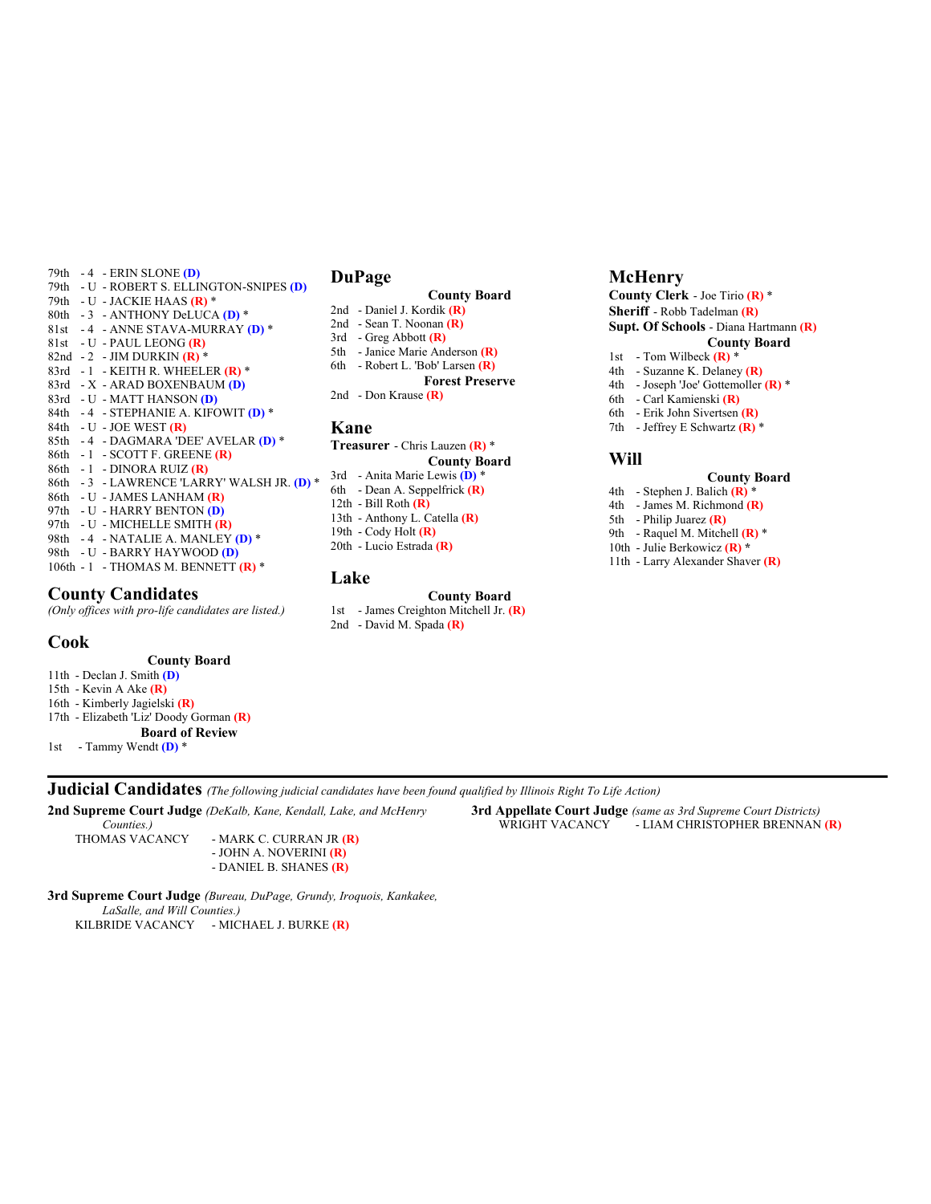79th - 4 - ERIN SLONE **(D)**
79th - U - ROBERT S. ELLINGTON-SNIPES **(D)**
79th - U - JACKIE HAAS **(R)** *
80th - 3 - ANTHONY DeLUCA **(D)** *
81st - 4 - ANNE STAVA-MURRAY **(D)** *
81st - U - PAUL LEONG **(R)**
82nd - 2 - JIM DURKIN **(R)** *
83rd - 1 - KEITH R. WHEELER **(R)** *
83rd - X - ARAD BOXENBAUM **(D)**
83rd - U - MATT HANSON **(D)**
84th - 4 - STEPHANIE A. KIFOWIT **(D)** *
84th - U - JOE WEST **(R)**
85th - 4 - DAGMARA 'DEE' AVELAR **(D)** *
86th - 1 - SCOTT F. GREENE **(R)**
86th - 1 - DINORA RUIZ **(R)**
86th - 3 - LAWRENCE 'LARRY' WALSH JR. **(D)** *
86th - U - JAMES LANHAM **(R)**
97th - U - HARRY BENTON **(D)**
97th - U - MICHELLE SMITH **(R)**
98th - 4 - NATALIE A. MANLEY **(D)** *
98th - U - BARRY HAYWOOD **(D)**
106th - 1 - THOMAS M. BENNETT **(R)** *

## County Candidates

*(Only offices with pro-life candidates are listed.)*

## Cook

**County Board**

11th - Declan J. Smith **(D)**
15th - Kevin A Ake **(R)**
16th - Kimberly Jagielski **(R)**
17th - Elizabeth 'Liz' Doody Gorman **(R)**

**Board of Review**

1st - Tammy Wendt **(D)** *

## DuPage

**County Board**

2nd - Daniel J. Kordik **(R)**
2nd - Sean T. Noonan **(R)**
3rd - Greg Abbott **(R)**
5th - Janice Marie Anderson **(R)**
6th - Robert L. 'Bob' Larsen **(R)**

**Forest Preserve**

2nd - Don Krause **(R)**

## Kane

**Treasurer** - Chris Lauzen **(R)** *

**County Board**

3rd - Anita Marie Lewis **(D)** *
6th - Dean A. Seppelfrick **(R)**
12th - Bill Roth **(R)**
13th - Anthony L. Catella **(R)**
19th - Cody Holt **(R)**
20th - Lucio Estrada **(R)**

## Lake

**County Board**

1st - James Creighton Mitchell Jr. **(R)**
2nd - David M. Spada **(R)**

## McHenry

**County Clerk** - Joe Tirio **(R)** *
**Sheriff** - Robb Tadelman **(R)**
**Supt. Of Schools** - Diana Hartmann **(R)**

**County Board**

1st - Tom Wilbeck **(R)** *
4th - Suzanne K. Delaney **(R)**
4th - Joseph 'Joe' Gottemoller **(R)** *
6th - Carl Kamienski **(R)**
6th - Erik John Sivertsen **(R)**
7th - Jeffrey E Schwartz **(R)** *

## Will

**County Board**

4th - Stephen J. Balich **(R)** *
4th - James M. Richmond **(R)**
5th - Philip Juarez **(R)**
9th - Raquel M. Mitchell **(R)** *
10th - Julie Berkowicz **(R)** *
11th - Larry Alexander Shaver **(R)**

## Judicial Candidates *(The following judicial candidates have been found qualified by Illinois Right To Life Action)*

**2nd Supreme Court Judge** *(DeKalb, Kane, Kendall, Lake, and McHenry Counties.)*

THOMAS VACANCY
- MARK C. CURRAN JR **(R)**
- JOHN A. NOVERINI **(R)**
- DANIEL B. SHANES **(R)**

**3rd Supreme Court Judge** *(Bureau, DuPage, Grundy, Iroquois, Kankakee, LaSalle, and Will Counties.)*

KILBRIDE VACANCY - MICHAEL J. BURKE **(R)**

**3rd Appellate Court Judge** *(same as 3rd Supreme Court Districts)*

WRIGHT VACANCY - LIAM CHRISTOPHER BRENNAN **(R)**